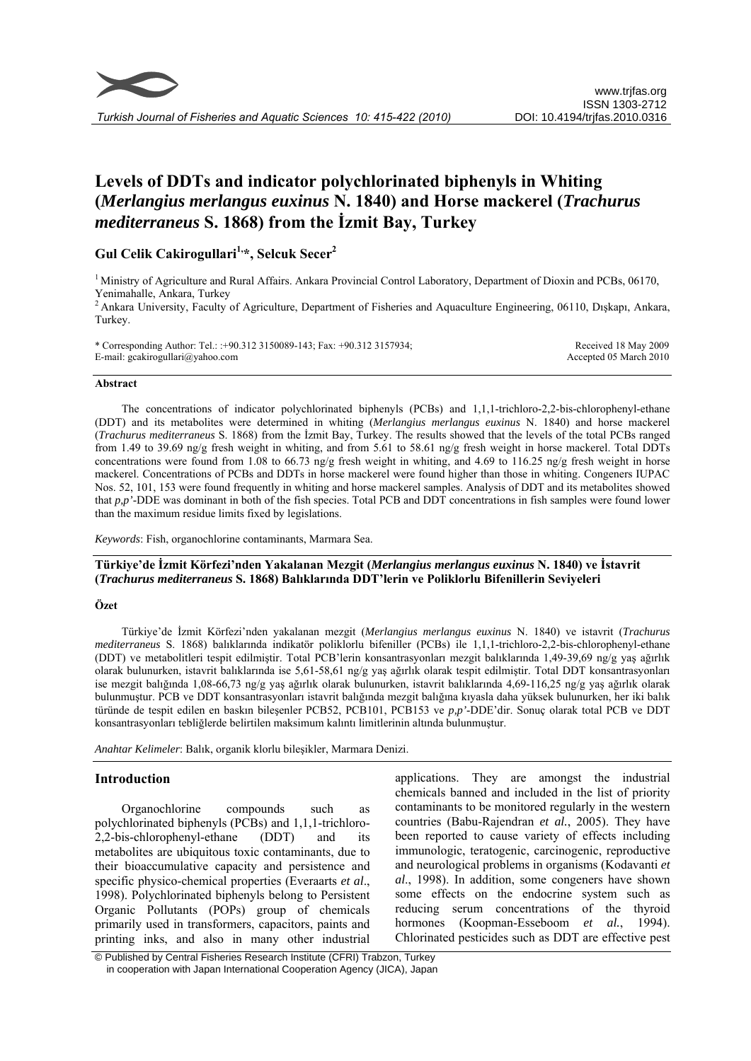# Levels of DDTs and indicator polychlorinated biphenyls in Whiting (*Merlangius merlangus euxinus* N. 1840) and Horse mackerel (*Trachurus mediterraneus* S. 1868) from the İzmit Bay, Turkey

**Gul Celik Cakirogullari[1,*], Selcuk Secer[2]**

[1] Ministry of Agriculture and Rural Affairs. Ankara Provincial Control Laboratory, Department of Dioxin and PCBs, 06170, Yenimahalle, Ankara, Turkey

[2] Ankara University, Faculty of Agriculture, Department of Fisheries and Aquaculture Engineering, 06110, Dışkapı, Ankara, Turkey.

\* Corresponding Author: Tel.: :+90.312 3150089-143; Fax: +90.312 3157934;
E-mail: gcakirogullari@yahoo.com

Received 18 May 2009
Accepted 05 March 2010

## Abstract

The concentrations of indicator polychlorinated biphenyls (PCBs) and 1,1,1-trichloro-2,2-bis-chlorophenyl-ethane (DDT) and its metabolites were determined in whiting (*Merlangius merlangus euxinus* N. 1840) and horse mackerel (*Trachurus mediterraneus* S. 1868) from the İzmit Bay, Turkey. The results showed that the levels of the total PCBs ranged from 1.49 to 39.69 ng/g fresh weight in whiting, and from 5.61 to 58.61 ng/g fresh weight in horse mackerel. Total DDTs concentrations were found from 1.08 to 66.73 ng/g fresh weight in whiting, and 4.69 to 116.25 ng/g fresh weight in horse mackerel. Concentrations of PCBs and DDTs in horse mackerel were found higher than those in whiting. Congeners IUPAC Nos. 52, 101, 153 were found frequently in whiting and horse mackerel samples. Analysis of DDT and its metabolites showed that *p,p'*-DDE was dominant in both of the fish species. Total PCB and DDT concentrations in fish samples were found lower than the maximum residue limits fixed by legislations.

*Keywords*: Fish, organochlorine contaminants, Marmara Sea.

### Türkiye'de İzmit Körfezi'nden Yakalanan Mezgit (*Merlangius merlangus euxinus* N. 1840) ve İstavrit (*Trachurus mediterraneus* S. 1868) Balıklarında DDT'lerin ve Poliklorlu Bifenillerin Seviyeleri

## Özet

Türkiye'de İzmit Körfezi'nden yakalanan mezgit (*Merlangius merlangus euxinus* N. 1840) ve istavrit (*Trachurus mediterraneus* S. 1868) balıklarında indikatör poliklorlu bifeniller (PCBs) ile 1,1,1-trichloro-2,2-bis-chlorophenyl-ethane (DDT) ve metabolitleri tespit edilmiştir. Total PCB'lerin konsantrasyonları mezgit balıklarında 1,49-39,69 ng/g yaş ağırlık olarak bulunurken, istavrit balıklarında ise 5,61-58,61 ng/g yaş ağırlık olarak tespit edilmiştir. Total DDT konsantrasyonları ise mezgit balığında 1,08-66,73 ng/g yaş ağırlık olarak bulunurken, istavrit balıklarında 4,69-116,25 ng/g yaş ağırlık olarak bulunmuştur. PCB ve DDT konsantrasyonları istavrit balığında mezgit balığına kıyasla daha yüksek bulunurken, her iki balık türünde de tespit edilen en baskın bileşenler PCB52, PCB101, PCB153 ve *p,p'*-DDE'dir. Sonuç olarak total PCB ve DDT konsantrasyonları tebliğlerde belirtilen maksimum kalıntı limitlerinin altında bulunmuştur.

*Anahtar Kelimeler*: Balık, organik klorlu bileşikler, Marmara Denizi.

## Introduction

Organochlorine compounds such as polychlorinated biphenyls (PCBs) and 1,1,1-trichloro-2,2-bis-chlorophenyl-ethane (DDT) and its metabolites are ubiquitous toxic contaminants, due to their bioaccumulative capacity and persistence and specific physico-chemical properties (Everaarts *et al*., 1998). Polychlorinated biphenyls belong to Persistent Organic Pollutants (POPs) group of chemicals primarily used in transformers, capacitors, paints and printing inks, and also in many other industrial applications. They are amongst the industrial chemicals banned and included in the list of priority contaminants to be monitored regularly in the western countries (Babu-Rajendran *et al.*, 2005). They have been reported to cause variety of effects including immunologic, teratogenic, carcinogenic, reproductive and neurological problems in organisms (Kodavanti *et al*., 1998). In addition, some congeners have shown some effects on the endocrine system such as reducing serum concentrations of the thyroid hormones (Koopman-Esseboom *et al.*, 1994). Chlorinated pesticides such as DDT are effective pest

© Published by Central Fisheries Research Institute (CFRI) Trabzon, Turkey in cooperation with Japan International Cooperation Agency (JICA), Japan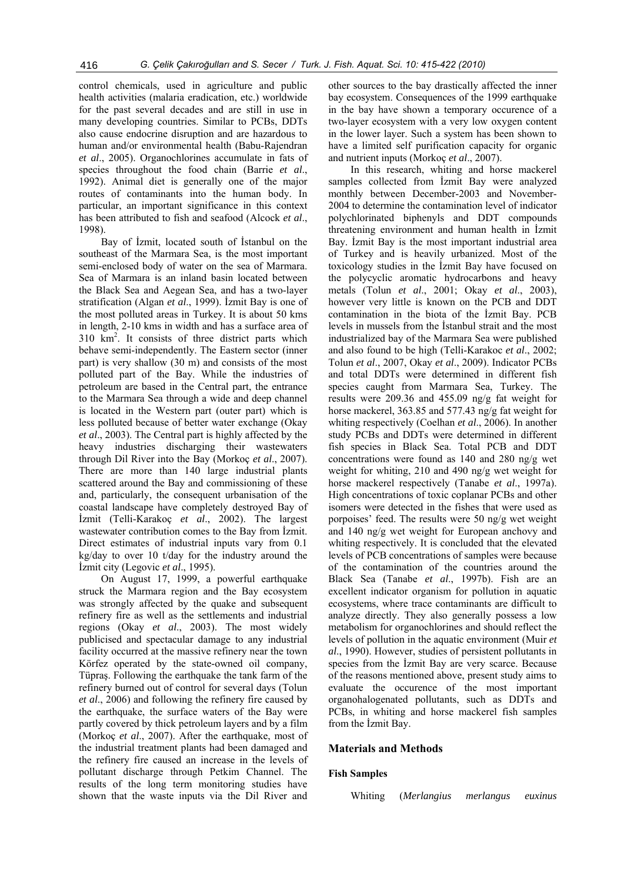control chemicals, used in agriculture and public health activities (malaria eradication, etc.) worldwide for the past several decades and are still in use in many developing countries. Similar to PCBs, DDTs also cause endocrine disruption and are hazardous to human and/or environmental health (Babu-Rajendran *et al*., 2005). Organochlorines accumulate in fats of species throughout the food chain (Barrie *et al*., 1992). Animal diet is generally one of the major routes of contaminants into the human body. In particular, an important significance in this context has been attributed to fish and seafood (Alcock *et al*., 1998).

Bay of İzmit, located south of İstanbul on the southeast of the Marmara Sea, is the most important semi-enclosed body of water on the sea of Marmara. Sea of Marmara is an inland basin located between the Black Sea and Aegean Sea, and has a two-layer stratification (Algan *et al*., 1999). İzmit Bay is one of the most polluted areas in Turkey. It is about 50 kms in length, 2-10 kms in width and has a surface area of 310 km$^2$. It consists of three district parts which behave semi-independently. The Eastern sector (inner part) is very shallow (30 m) and consists of the most polluted part of the Bay. While the industries of petroleum are based in the Central part, the entrance to the Marmara Sea through a wide and deep channel is located in the Western part (outer part) which is less polluted because of better water exchange (Okay *et al*., 2003). The Central part is highly affected by the heavy industries discharging their wastewaters through Dil River into the Bay (Morkoç *et al*., 2007). There are more than 140 large industrial plants scattered around the Bay and commissioning of these and, particularly, the consequent urbanisation of the coastal landscape have completely destroyed Bay of İzmit (Telli-Karakoç *et al*., 2002). The largest wastewater contribution comes to the Bay from İzmit. Direct estimates of industrial inputs vary from 0.1 kg/day to over 10 t/day for the industry around the İzmit city (Legovic *et al*., 1995).

On August 17, 1999, a powerful earthquake struck the Marmara region and the Bay ecosystem was strongly affected by the quake and subsequent refinery fire as well as the settlements and industrial regions (Okay *et al*., 2003). The most widely publicised and spectacular damage to any industrial facility occurred at the massive refinery near the town Körfez operated by the state-owned oil company, Tüpraş. Following the earthquake the tank farm of the refinery burned out of control for several days (Tolun *et al*., 2006) and following the refinery fire caused by the earthquake, the surface waters of the Bay were partly covered by thick petroleum layers and by a film (Morkoç *et al*., 2007). After the earthquake, most of the industrial treatment plants had been damaged and the refinery fire caused an increase in the levels of pollutant discharge through Petkim Channel. The results of the long term monitoring studies have shown that the waste inputs via the Dil River and other sources to the bay drastically affected the inner bay ecosystem. Consequences of the 1999 earthquake in the bay have shown a temporary occurence of a two-layer ecosystem with a very low oxygen content in the lower layer. Such a system has been shown to have a limited self purification capacity for organic and nutrient inputs (Morkoç *et al*., 2007).

In this research, whiting and horse mackerel samples collected from İzmit Bay were analyzed monthly between December-2003 and November-2004 to determine the contamination level of indicator polychlorinated biphenyls and DDT compounds threatening environment and human health in İzmit Bay. İzmit Bay is the most important industrial area of Turkey and is heavily urbanized. Most of the toxicology studies in the İzmit Bay have focused on the polycyclic aromatic hydrocarbons and heavy metals (Tolun *et al*., 2001; Okay *et al*., 2003), however very little is known on the PCB and DDT contamination in the biota of the İzmit Bay. PCB levels in mussels from the İstanbul strait and the most industrialized bay of the Marmara Sea were published and also found to be high (Telli-Karakoc *et al*., 2002; Tolun *et al*., 2007, Okay *et al*., 2009). Indicator PCBs and total DDTs were determined in different fish species caught from Marmara Sea, Turkey. The results were 209.36 and 455.09 ng/g fat weight for horse mackerel, 363.85 and 577.43 ng/g fat weight for whiting respectively (Coelhan *et al*., 2006). In another study PCBs and DDTs were determined in different fish species in Black Sea. Total PCB and DDT concentrations were found as 140 and 280 ng/g wet weight for whiting, 210 and 490 ng/g wet weight for horse mackerel respectively (Tanabe *et al*., 1997a). High concentrations of toxic coplanar PCBs and other isomers were detected in the fishes that were used as porpoises' feed. The results were 50 ng/g wet weight and 140 ng/g wet weight for European anchovy and whiting respectively. It is concluded that the elevated levels of PCB concentrations of samples were because of the contamination of the countries around the Black Sea (Tanabe *et al*., 1997b). Fish are an excellent indicator organism for pollution in aquatic ecosystems, where trace contaminants are difficult to analyze directly. They also generally possess a low metabolism for organochlorines and should reflect the levels of pollution in the aquatic environment (Muir *et al*., 1990). However, studies of persistent pollutants in species from the İzmit Bay are very scarce. Because of the reasons mentioned above, present study aims to evaluate the occurence of the most important organohalogenated pollutants, such as DDTs and PCBs, in whiting and horse mackerel fish samples from the İzmit Bay.

## Materials and Methods

### Fish Samples

Whiting (*Merlangius merlangus euxinus*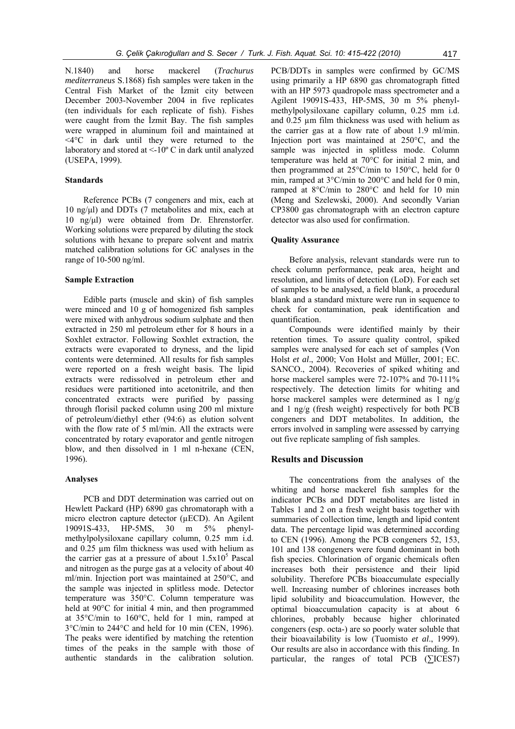N.1840) and horse mackerel (*Trachurus mediterraneus* S.1868) fish samples were taken in the Central Fish Market of the İzmit city between December 2003-November 2004 in five replicates (ten individuals for each replicate of fish). Fishes were caught from the İzmit Bay. The fish samples were wrapped in aluminum foil and maintained at <4°C in dark until they were returned to the laboratory and stored at <-10º C in dark until analyzed (USEPA, 1999).

### Standards

Reference PCBs (7 congeners and mix, each at 10 ng/µl) and DDTs (7 metabolites and mix, each at 10 ng/µl) were obtained from Dr. Ehrenstorfer. Working solutions were prepared by diluting the stock solutions with hexane to prepare solvent and matrix matched calibration solutions for GC analyses in the range of 10-500 ng/ml.

### Sample Extraction

Edible parts (muscle and skin) of fish samples were minced and 10 g of homogenized fish samples were mixed with anhydrous sodium sulphate and then extracted in 250 ml petroleum ether for 8 hours in a Soxhlet extractor. Following Soxhlet extraction, the extracts were evaporated to dryness, and the lipid contents were determined. All results for fish samples were reported on a fresh weight basis. The lipid extracts were redissolved in petroleum ether and residues were partitioned into acetonitrile, and then concentrated extracts were purified by passing through florisil packed column using 200 ml mixture of petroleum/diethyl ether (94:6) as elution solvent with the flow rate of 5 ml/min. All the extracts were concentrated by rotary evaporator and gentle nitrogen blow, and then dissolved in 1 ml n-hexane (CEN, 1996).

### Analyses

PCB and DDT determination was carried out on Hewlett Packard (HP) 6890 gas chromatoraph with a micro electron capture detector (µECD). An Agilent 19091S-433, HP-5MS, 30 m 5% phenyl-methylpolysiloxane capillary column, 0.25 mm i.d. and 0.25 µm film thickness was used with helium as the carrier gas at a pressure of about $1.5 \times 10^5$ Pascal and nitrogen as the purge gas at a velocity of about 40 ml/min. Injection port was maintained at 250°C, and the sample was injected in splitless mode. Detector temperature was 350°C. Column temperature was held at 90°C for initial 4 min, and then programmed at 35°C/min to 160°C, held for 1 min, ramped at 3°C/min to 244°C and held for 10 min (CEN, 1996). The peaks were identified by matching the retention times of the peaks in the sample with those of authentic standards in the calibration solution. PCB/DDTs in samples were confirmed by GC/MS using primarily a HP 6890 gas chromatograph fitted with an HP 5973 quadropole mass spectrometer and a Agilent 19091S-433, HP-5MS, 30 m 5% phenyl-methylpolysiloxane capillary column, 0.25 mm i.d. and 0.25 µm film thickness was used with helium as the carrier gas at a flow rate of about 1.9 ml/min. Injection port was maintained at 250°C, and the sample was injected in splitless mode. Column temperature was held at 70°C for initial 2 min, and then programmed at 25°C/min to 150°C, held for 0 min, ramped at 3°C/min to 200°C and held for 0 min, ramped at 8°C/min to 280°C and held for 10 min (Meng and Szelewski, 2000). And secondly Varian CP3800 gas chromatograph with an electron capture detector was also used for confirmation.

### Quality Assurance

Before analysis, relevant standards were run to check column performance, peak area, height and resolution, and limits of detection (LoD). For each set of samples to be analysed, a field blank, a procedural blank and a standard mixture were run in sequence to check for contamination, peak identification and quantification.

Compounds were identified mainly by their retention times. To assure quality control, spiked samples were analysed for each set of samples (Von Holst *et al*., 2000; Von Holst and Müller, 2001; EC. SANCO., 2004). Recoveries of spiked whiting and horse mackerel samples were 72-107% and 70-111% respectively. The detection limits for whiting and horse mackerel samples were determined as 1 ng/g and 1 ng/g (fresh weight) respectively for both PCB congeners and DDT metabolites. In addition, the errors involved in sampling were assessed by carrying out five replicate sampling of fish samples.

## Results and Discussion

The concentrations from the analyses of the whiting and horse mackerel fish samples for the indicator PCBs and DDT metabolites are listed in Tables 1 and 2 on a fresh weight basis together with summaries of collection time, length and lipid content data. The percentage lipid was determined according to CEN (1996). Among the PCB congeners 52, 153, 101 and 138 congeners were found dominant in both fish species. Chlorination of organic chemicals often increases both their persistence and their lipid solubility. Therefore PCBs bioaccumulate especially well. Increasing number of chlorines increases both lipid solubility and bioaccumulation. However, the optimal bioaccumulation capacity is at about 6 chlorines, probably because higher chlorinated congeners (esp. octa-) are so poorly water soluble that their bioavailability is low (Tuomisto *et al*., 1999). Our results are also in accordance with this finding. In particular, the ranges of total PCB (∑ICES7)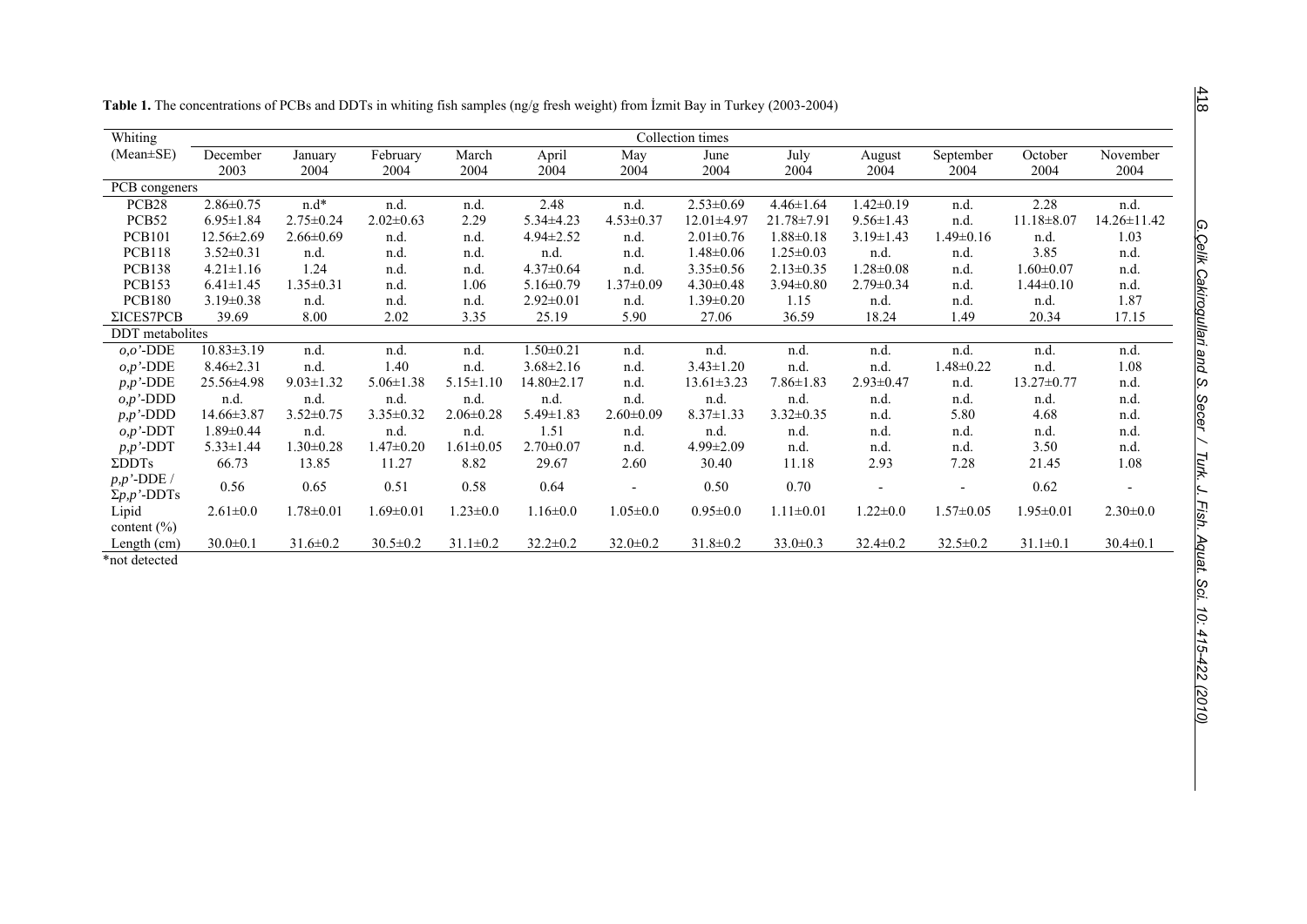**Table 1.** The concentrations of PCBs and DDTs in whiting fish samples (ng/g fresh weight) from İzmit Bay in Turkey (2003-2004)

| Whiting (Mean±SE) | Collection times | | | | | | | | | | | |
|---|---|---|---|---|---|---|---|---|---|---|---|---|
| | December 2003 | January 2004 | February 2004 | March 2004 | April 2004 | May 2004 | June 2004 | July 2004 | August 2004 | September 2004 | October 2004 | November 2004 |
| PCB congeners | | | | | | | | | | | | |
| PCB28 | 2.86±0.75 | n.d* | n.d. | n.d. | 2.48 | n.d. | 2.53±0.69 | 4.46±1.64 | 1.42±0.19 | n.d. | 2.28 | n.d. |
| PCB52 | 6.95±1.84 | 2.75±0.24 | 2.02±0.63 | 2.29 | 5.34±4.23 | 4.53±0.37 | 12.01±4.97 | 21.78±7.91 | 9.56±1.43 | n.d. | 11.18±8.07 | 14.26±11.42 |
| PCB101 | 12.56±2.69 | 2.66±0.69 | n.d. | n.d. | 4.94±2.52 | n.d. | 2.01±0.76 | 1.88±0.18 | 3.19±1.43 | 1.49±0.16 | n.d. | 1.03 |
| PCB118 | 3.52±0.31 | n.d. | n.d. | n.d. | n.d. | n.d. | 1.48±0.06 | 1.25±0.03 | n.d. | n.d. | 3.85 | n.d. |
| PCB138 | 4.21±1.16 | 1.24 | n.d. | n.d. | 4.37±0.64 | n.d. | 3.35±0.56 | 2.13±0.35 | 1.28±0.08 | n.d. | 1.60±0.07 | n.d. |
| PCB153 | 6.41±1.45 | 1.35±0.31 | n.d. | 1.06 | 5.16±0.79 | 1.37±0.09 | 4.30±0.48 | 3.94±0.80 | 2.79±0.34 | n.d. | 1.44±0.10 | n.d. |
| PCB180 | 3.19±0.38 | n.d. | n.d. | n.d. | 2.92±0.01 | n.d. | 1.39±0.20 | 1.15 | n.d. | n.d. | n.d. | 1.87 |
| ΣICES7PCB | 39.69 | 8.00 | 2.02 | 3.35 | 25.19 | 5.90 | 27.06 | 36.59 | 18.24 | 1.49 | 20.34 | 17.15 |
| DDT metabolites | | | | | | | | | | | | |
| *o,o'*-DDE | 10.83±3.19 | n.d. | n.d. | n.d. | 1.50±0.21 | n.d. | n.d. | n.d. | n.d. | n.d. | n.d. | n.d. |
| *o,p'*-DDE | 8.46±2.31 | n.d. | 1.40 | n.d. | 3.68±2.16 | n.d. | 3.43±1.20 | n.d. | n.d. | 1.48±0.22 | n.d. | 1.08 |
| *p,p'*-DDE | 25.56±4.98 | 9.03±1.32 | 5.06±1.38 | 5.15±1.10 | 14.80±2.17 | n.d. | 13.61±3.23 | 7.86±1.83 | 2.93±0.47 | n.d. | 13.27±0.77 | n.d. |
| *o,p'*-DDD | n.d. | n.d. | n.d. | n.d. | n.d. | n.d. | n.d. | n.d. | n.d. | n.d. | n.d. | n.d. |
| *p,p'*-DDD | 14.66±3.87 | 3.52±0.75 | 3.35±0.32 | 2.06±0.28 | 5.49±1.83 | 2.60±0.09 | 8.37±1.33 | 3.32±0.35 | n.d. | 5.80 | 4.68 | n.d. |
| *o,p'*-DDT | 1.89±0.44 | n.d. | n.d. | n.d. | 1.51 | n.d. | n.d. | n.d. | n.d. | n.d. | n.d. | n.d. |
| *p,p'*-DDT | 5.33±1.44 | 1.30±0.28 | 1.47±0.20 | 1.61±0.05 | 2.70±0.07 | n.d. | 4.99±2.09 | n.d. | n.d. | n.d. | 3.50 | n.d. |
| ΣDDTs | 66.73 | 13.85 | 11.27 | 8.82 | 29.67 | 2.60 | 30.40 | 11.18 | 2.93 | 7.28 | 21.45 | 1.08 |
| *p,p'*-DDE / Σ*p,p'*-DDTs | 0.56 | 0.65 | 0.51 | 0.58 | 0.64 | - | 0.50 | 0.70 | - | - | 0.62 | - |
| Lipid content (%) | 2.61±0.0 | 1.78±0.01 | 1.69±0.01 | 1.23±0.0 | 1.16±0.0 | 1.05±0.0 | 0.95±0.0 | 1.11±0.01 | 1.22±0.0 | 1.57±0.05 | 1.95±0.01 | 2.30±0.0 |
| Length (cm) | 30.0±0.1 | 31.6±0.2 | 30.5±0.2 | 31.1±0.2 | 32.2±0.2 | 32.0±0.2 | 31.8±0.2 | 33.0±0.3 | 32.4±0.2 | 32.5±0.2 | 31.1±0.1 | 30.4±0.1 |

*not detected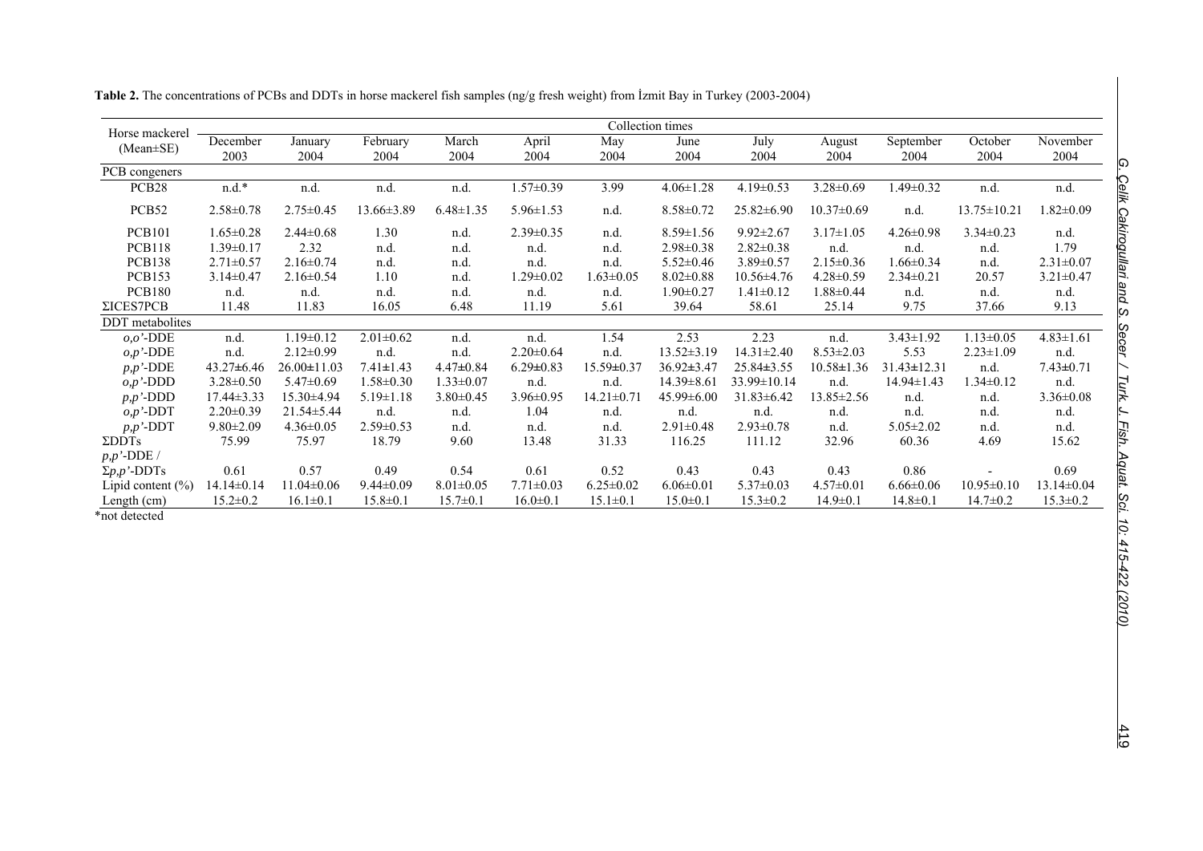**Table 2.** The concentrations of PCBs and DDTs in horse mackerel fish samples (ng/g fresh weight) from İzmit Bay in Turkey (2003-2004)

| Horse mackerel (Mean±SE) | Collection times | | | | | | | | | | | |
|---|---|---|---|---|---|---|---|---|---|---|---|---|
| | December 2003 | January 2004 | February 2004 | March 2004 | April 2004 | May 2004 | June 2004 | July 2004 | August 2004 | September 2004 | October 2004 | November 2004 |
| PCB congeners | | | | | | | | | | | | |
| PCB28 | n.d.* | n.d. | n.d. | n.d. | 1.57±0.39 | 3.99 | 4.06±1.28 | 4.19±0.53 | 3.28±0.69 | 1.49±0.32 | n.d. | n.d. |
| PCB52 | 2.58±0.78 | 2.75±0.45 | 13.66±3.89 | 6.48±1.35 | 5.96±1.53 | n.d. | 8.58±0.72 | 25.82±6.90 | 10.37±0.69 | n.d. | 13.75±10.21 | 1.82±0.09 |
| PCB101 | 1.65±0.28 | 2.44±0.68 | 1.30 | n.d. | 2.39±0.35 | n.d. | 8.59±1.56 | 9.92±2.67 | 3.17±1.05 | 4.26±0.98 | 3.34±0.23 | n.d. |
| PCB118 | 1.39±0.17 | 2.32 | n.d. | n.d. | n.d. | n.d. | 2.98±0.38 | 2.82±0.38 | n.d. | n.d. | n.d. | 1.79 |
| PCB138 | 2.71±0.57 | 2.16±0.74 | n.d. | n.d. | n.d. | n.d. | 5.52±0.46 | 3.89±0.57 | 2.15±0.36 | 1.66±0.34 | n.d. | 2.31±0.07 |
| PCB153 | 3.14±0.47 | 2.16±0.54 | 1.10 | n.d. | 1.29±0.02 | 1.63±0.05 | 8.02±0.88 | 10.56±4.76 | 4.28±0.59 | 2.34±0.21 | 20.57 | 3.21±0.47 |
| PCB180 | n.d. | n.d. | n.d. | n.d. | n.d. | n.d. | 1.90±0.27 | 1.41±0.12 | 1.88±0.44 | n.d. | n.d. | n.d. |
| ΣICES7PCB | 11.48 | 11.83 | 16.05 | 6.48 | 11.19 | 5.61 | 39.64 | 58.61 | 25.14 | 9.75 | 37.66 | 9.13 |
| DDT metabolites | | | | | | | | | | | | |
| *o,o'*-DDE | n.d. | 1.19±0.12 | 2.01±0.62 | n.d. | n.d. | 1.54 | 2.53 | 2.23 | n.d. | 3.43±1.92 | 1.13±0.05 | 4.83±1.61 |
| *o,p'*-DDE | n.d. | 2.12±0.99 | n.d. | n.d. | 2.20±0.64 | n.d. | 13.52±3.19 | 14.31±2.40 | 8.53±2.03 | 5.53 | 2.23±1.09 | n.d. |
| *p,p'*-DDE | 43.27±6.46 | 26.00±11.03 | 7.41±1.43 | 4.47±0.84 | 6.29±0.83 | 15.59±0.37 | 36.92±3.47 | 25.84±3.55 | 10.58±1.36 | 31.43±12.31 | n.d. | 7.43±0.71 |
| *o,p'*-DDD | 3.28±0.50 | 5.47±0.69 | 1.58±0.30 | 1.33±0.07 | n.d. | n.d. | 14.39±8.61 | 33.99±10.14 | n.d. | 14.94±1.43 | 1.34±0.12 | n.d. |
| *p,p'*-DDD | 17.44±3.33 | 15.30±4.94 | 5.19±1.18 | 3.80±0.45 | 3.96±0.95 | 14.21±0.71 | 45.99±6.00 | 31.83±6.42 | 13.85±2.56 | n.d. | n.d. | 3.36±0.08 |
| *o,p'*-DDT | 2.20±0.39 | 21.54±5.44 | n.d. | n.d. | 1.04 | n.d. | n.d. | n.d. | n.d. | n.d. | n.d. | n.d. |
| *p,p'*-DDT | 9.80±2.09 | 4.36±0.05 | 2.59±0.53 | n.d. | n.d. | n.d. | 2.91±0.48 | 2.93±0.78 | n.d. | 5.05±2.02 | n.d. | n.d. |
| ΣDDTs | 75.99 | 75.97 | 18.79 | 9.60 | 13.48 | 31.33 | 116.25 | 111.12 | 32.96 | 60.36 | 4.69 | 15.62 |
| *p,p'*-DDE / Σ*p,p'*-DDTs | 0.61 | 0.57 | 0.49 | 0.54 | 0.61 | 0.52 | 0.43 | 0.43 | 0.43 | 0.86 | - | 0.69 |
| Lipid content (%) | 14.14±0.14 | 11.04±0.06 | 9.44±0.09 | 8.01±0.05 | 7.71±0.03 | 6.25±0.02 | 6.06±0.01 | 5.37±0.03 | 4.57±0.01 | 6.66±0.06 | 10.95±0.10 | 13.14±0.04 |
| Length (cm) | 15.2±0.2 | 16.1±0.1 | 15.8±0.1 | 15.7±0.1 | 16.0±0.1 | 15.1±0.1 | 15.0±0.1 | 15.3±0.2 | 14.9±0.1 | 14.8±0.1 | 14.7±0.2 | 15.3±0.2 |

*not detected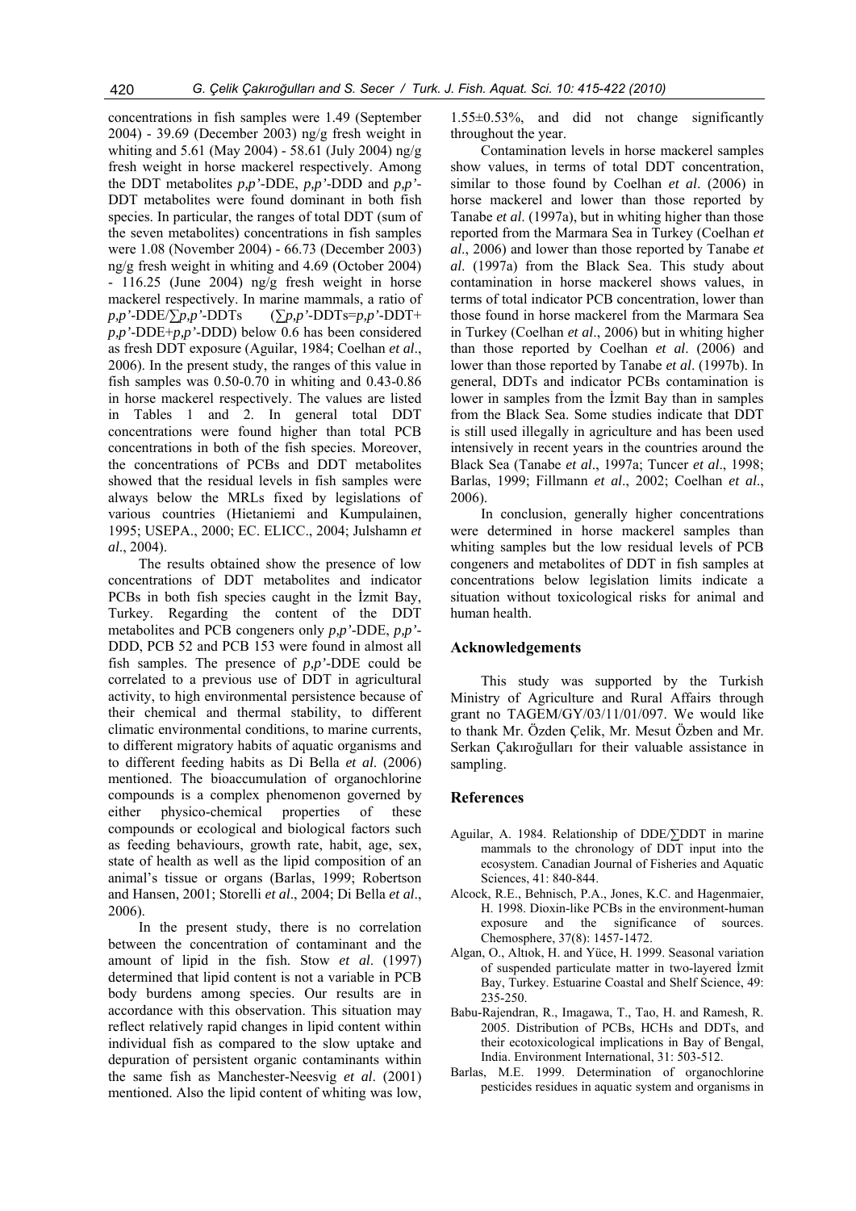concentrations in fish samples were 1.49 (September 2004) - 39.69 (December 2003) ng/g fresh weight in whiting and 5.61 (May 2004) - 58.61 (July 2004) ng/g fresh weight in horse mackerel respectively. Among the DDT metabolites *p,p'*-DDE, *p,p'*-DDD and *p,p'*-DDT metabolites were found dominant in both fish species. In particular, the ranges of total DDT (sum of the seven metabolites) concentrations in fish samples were 1.08 (November 2004) - 66.73 (December 2003) ng/g fresh weight in whiting and 4.69 (October 2004) - 116.25 (June 2004) ng/g fresh weight in horse mackerel respectively. In marine mammals, a ratio of *p,p'*-DDE/∑*p,p'*-DDTs (∑*p,p'*-DDTs=*p,p'*-DDT+ *p,p'*-DDE+*p,p'*-DDD) below 0.6 has been considered as fresh DDT exposure (Aguilar, 1984; Coelhan *et al*., 2006). In the present study, the ranges of this value in fish samples was 0.50-0.70 in whiting and 0.43-0.86 in horse mackerel respectively. The values are listed in Tables 1 and 2. In general total DDT concentrations were found higher than total PCB concentrations in both of the fish species. Moreover, the concentrations of PCBs and DDT metabolites showed that the residual levels in fish samples were always below the MRLs fixed by legislations of various countries (Hietaniemi and Kumpulainen, 1995; USEPA., 2000; EC. ELICC., 2004; Julshamn *et al*., 2004).

The results obtained show the presence of low concentrations of DDT metabolites and indicator PCBs in both fish species caught in the İzmit Bay, Turkey. Regarding the content of the DDT metabolites and PCB congeners only *p,p'*-DDE, *p,p'*-DDD, PCB 52 and PCB 153 were found in almost all fish samples. The presence of *p,p'*-DDE could be correlated to a previous use of DDT in agricultural activity, to high environmental persistence because of their chemical and thermal stability, to different climatic environmental conditions, to marine currents, to different migratory habits of aquatic organisms and to different feeding habits as Di Bella *et al*. (2006) mentioned. The bioaccumulation of organochlorine compounds is a complex phenomenon governed by either physico-chemical properties of these compounds or ecological and biological factors such as feeding behaviours, growth rate, habit, age, sex, state of health as well as the lipid composition of an animal's tissue or organs (Barlas, 1999; Robertson and Hansen, 2001; Storelli *et al*., 2004; Di Bella *et al*., 2006).

In the present study, there is no correlation between the concentration of contaminant and the amount of lipid in the fish. Stow *et al*. (1997) determined that lipid content is not a variable in PCB body burdens among species. Our results are in accordance with this observation. This situation may reflect relatively rapid changes in lipid content within individual fish as compared to the slow uptake and depuration of persistent organic contaminants within the same fish as Manchester-Neesvig *et al*. (2001) mentioned. Also the lipid content of whiting was low, 1.55±0.53%, and did not change significantly throughout the year.

Contamination levels in horse mackerel samples show values, in terms of total DDT concentration, similar to those found by Coelhan *et al*. (2006) in horse mackerel and lower than those reported by Tanabe *et al*. (1997a), but in whiting higher than those reported from the Marmara Sea in Turkey (Coelhan *et al*., 2006) and lower than those reported by Tanabe *et al*. (1997a) from the Black Sea. This study about contamination in horse mackerel shows values, in terms of total indicator PCB concentration, lower than those found in horse mackerel from the Marmara Sea in Turkey (Coelhan *et al*., 2006) but in whiting higher than those reported by Coelhan *et al*. (2006) and lower than those reported by Tanabe *et al*. (1997b). In general, DDTs and indicator PCBs contamination is lower in samples from the İzmit Bay than in samples from the Black Sea. Some studies indicate that DDT is still used illegally in agriculture and has been used intensively in recent years in the countries around the Black Sea (Tanabe *et al*., 1997a; Tuncer *et al*., 1998; Barlas, 1999; Fillmann *et al*., 2002; Coelhan *et al*., 2006).

In conclusion, generally higher concentrations were determined in horse mackerel samples than whiting samples but the low residual levels of PCB congeners and metabolites of DDT in fish samples at concentrations below legislation limits indicate a situation without toxicological risks for animal and human health.

## Acknowledgements

This study was supported by the Turkish Ministry of Agriculture and Rural Affairs through grant no TAGEM/GY/03/11/01/097. We would like to thank Mr. Özden Çelik, Mr. Mesut Özben and Mr. Serkan Çakıroğulları for their valuable assistance in sampling.

## References

- Aguilar, A. 1984. Relationship of DDE/∑DDT in marine mammals to the chronology of DDT input into the ecosystem. Canadian Journal of Fisheries and Aquatic Sciences, 41: 840-844.
- Alcock, R.E., Behnisch, P.A., Jones, K.C. and Hagenmaier, H. 1998. Dioxin-like PCBs in the environment-human exposure and the significance of sources. Chemosphere, 37(8): 1457-1472.
- Algan, O., Altıok, H. and Yüce, H. 1999. Seasonal variation of suspended particulate matter in two-layered İzmit Bay, Turkey. Estuarine Coastal and Shelf Science, 49: 235-250.
- Babu-Rajendran, R., Imagawa, T., Tao, H. and Ramesh, R. 2005. Distribution of PCBs, HCHs and DDTs, and their ecotoxicological implications in Bay of Bengal, India. Environment International, 31: 503-512.
- Barlas, M.E. 1999. Determination of organochlorine pesticides residues in aquatic system and organisms in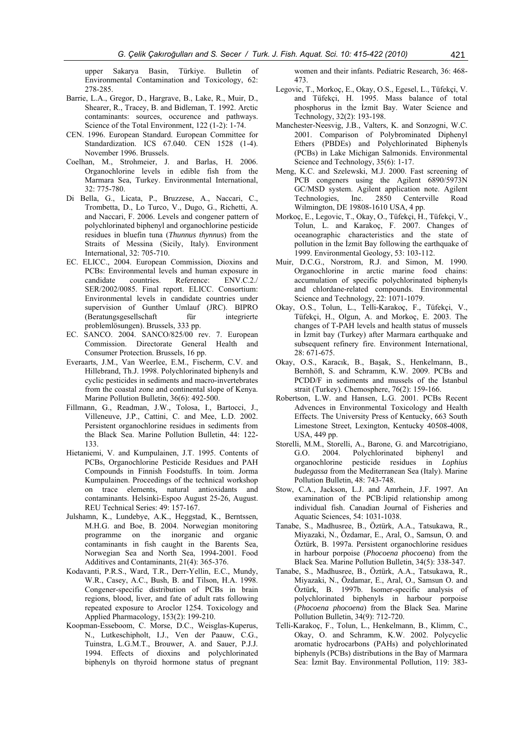upper Sakarya Basin, Türkiye. Bulletin of Environmental Contamination and Toxicology, 62: 278-285.

Barrie, L.A., Gregor, D., Hargrave, B., Lake, R., Muir, D., Shearer, R., Tracey, B. and Bidleman, T. 1992. Arctic contaminants: sources, occurence and pathways. Science of the Total Environment, 122 (1-2): 1-74.

CEN. 1996. European Standard. European Committee for Standardization. ICS 67.040. CEN 1528 (1-4). November 1996. Brussels.

Coelhan, M., Strohmeier, J. and Barlas, H. 2006. Organochlorine levels in edible fish from the Marmara Sea, Turkey. Environmental International, 32: 775-780.

Di Bella, G., Licata, P., Bruzzese, A., Naccari, C., Trombetta, D., Lo Turco, V., Dugo, G., Richetti, A. and Naccari, F. 2006. Levels and congener pattern of polychlorinated biphenyl and organochlorine pesticide residues in bluefin tuna (*Thunnus thynnus*) from the Straits of Messina (Sicily, Italy). Environment International, 32: 705-710.

EC. ELICC., 2004. European Commission, Dioxins and PCBs: Environmental levels and human exposure in candidate countries. Reference: ENV.C.2./ SER/2002/0085. Final report. ELICC. Consortium: Environmental levels in candidate countries under supervision of Gunther Umlauf (JRC). BIPRO (Beratungsgesellschaft für integrierte problemlösungen). Brussels, 333 pp.

EC. SANCO. 2004. SANCO/825/00 rev. 7. European Commission. Directorate General Health and Consumer Protection. Brussels, 16 pp.

Everaarts, J.M., Van Weerlee, E.M., Fischerm, C.V. and Hillebrand, Th.J. 1998. Polychlorinated biphenyls and cyclic pesticides in sediments and macro-invertebrates from the coastal zone and continental slope of Kenya. Marine Pollution Bulletin, 36(6): 492-500.

Fillmann, G., Readman, J.W., Tolosa, I., Bartocci, J., Villeneuve, J.P., Cattini, C. and Mee, L.D. 2002. Persistent organochlorine residues in sediments from the Black Sea. Marine Pollution Bulletin, 44: 122-133.

Hietaniemi, V. and Kumpulainen, J.T. 1995. Contents of PCBs, Organochlorine Pesticide Residues and PAH Compounds in Finnish Foodstuffs. In toim. Jorma Kumpulainen. Proceedings of the technical workshop on trace elements, natural antioxidants and contaminants. Helsinki-Espoo August 25-26, August. REU Technical Series: 49: 157-167.

Julshamn, K., Lundebye, A.K., Heggstad, K., Berntssen, M.H.G. and Boe, B. 2004. Norwegian monitoring programme on the inorganic and organic contaminants in fish caught in the Barents Sea, Norwegian Sea and North Sea, 1994-2001. Food Additives and Contaminants, 21(4): 365-376.

Kodavanti, P.R.S., Ward, T.R., Derr-Yellin, E.C., Mundy, W.R., Casey, A.C., Bush, B. and Tilson, H.A. 1998. Congener-specific distribution of PCBs in brain regions, blood, liver, and fate of adult rats following repeated exposure to Aroclor 1254. Toxicology and Applied Pharmacology, 153(2): 199-210.

Koopman-Esseboom, C. Morse, D.C., Weisglas-Kuperus, N., Lutkeschipholt, I.J., Ven der Paauw, C.G., Tuinstra, L.G.M.T., Brouwer, A. and Sauer, P.J.J. 1994. Effects of dioxins and polychlorinated biphenyls on thyroid hormone status of pregnant women and their infants. Pediatric Research, 36: 468-473.

Legovic, T., Morkoç, E., Okay, O.S., Egesel, L., Tüfekçi, V. and Tüfekçi, H. 1995. Mass balance of total phosphorus in the İzmit Bay. Water Science and Technology, 32(2): 193-198.

Manchester-Neesvig, J.B., Valters, K. and Sonzogni, W.C. 2001. Comparison of Polybrominated Diphenyl Ethers (PBDEs) and Polychlorinated Biphenyls (PCBs) in Lake Michigan Salmonids. Environmental Science and Technology, 35(6): 1-17.

Meng, K.C. and Szelewski, M.J. 2000. Fast screening of PCB congeners using the Agilent 6890/5973N GC/MSD system. Agilent application note. Agilent Technologies, Inc. 2850 Centerville Road Wilmington, DE 19808-1610 USA, 4 pp.

Morkoç, E., Legovic, T., Okay, O., Tüfekçi, H., Tüfekçi, V., Tolun, L. and Karakoç, F. 2007. Changes of oceanographic characteristics and the state of pollution in the İzmit Bay following the earthquake of 1999. Environmental Geology, 53: 103-112.

Muir, D.C.G., Norstrom, R.J. and Simon, M. 1990. Organochlorine in arctic marine food chains: accumulation of specific polychlorinated biphenyls and chlordane-related compounds. Environmental Science and Technology, 22: 1071-1079.

Okay, O.S., Tolun, L., Telli-Karakoç, F., Tüfekçi, V., Tüfekçi, H., Olgun, A. and Morkoç, E. 2003. The changes of T-PAH levels and health status of mussels in İzmit bay (Turkey) after Marmara earthquake and subsequent refinery fire. Environment International, 28: 671-675.

Okay, O.S., Karacık, B., Başak, S., Henkelmann, B., Bernhöft, S. and Schramm, K.W. 2009. PCBs and PCDD/F in sediments and mussels of the İstanbul strait (Turkey). Chemosphere, 76(2): 159-166.

Robertson, L.W. and Hansen, L.G. 2001. PCBs Recent Advences in Environmental Toxicology and Health Effects. The University Press of Kentucky, 663 South Limestone Street, Lexington, Kentucky 40508-4008, USA, 449 pp.

Storelli, M.M., Storelli, A., Barone, G. and Marcotrigiano, G.O. 2004. Polychlorinated biphenyl and organochlorine pesticide residues in *Lophius budegassa* from the Mediterranean Sea (Italy). Marine Pollution Bulletin, 48: 743-748.

Stow, C.A., Jackson, L.J. and Amrhein, J.F. 1997. An examination of the PCB:lipid relationship among individual fish. Canadian Journal of Fisheries and Aquatic Sciences, 54: 1031-1038.

Tanabe, S., Madhusree, B., Öztürk, A.A., Tatsukawa, R., Miyazaki, N., Özdamar, E., Aral, O., Samsun, O. and Öztürk, B. 1997a. Persistent organochlorine residues in harbour porpoise (*Phocoena phocoena*) from the Black Sea. Marine Pollution Bulletin, 34(5): 338-347.

Tanabe, S., Madhusree, B., Öztürk, A.A., Tatsukawa, R., Miyazaki, N., Özdamar, E., Aral, O., Samsun O. and Öztürk, B. 1997b. Isomer-specific analysis of polychlorinated biphenyls in harbour porpoise (*Phocoena phocoena*) from the Black Sea. Marine Pollution Bulletin, 34(9): 712-720.

Telli-Karakoç, F., Tolun, L., Henkelmann, B., Klimm, C., Okay, O. and Schramm, K.W. 2002. Polycyclic aromatic hydrocarbons (PAHs) and polychlorinated biphenyls (PCBs) distributions in the Bay of Marmara Sea: İzmit Bay. Environmental Pollution, 119: 383-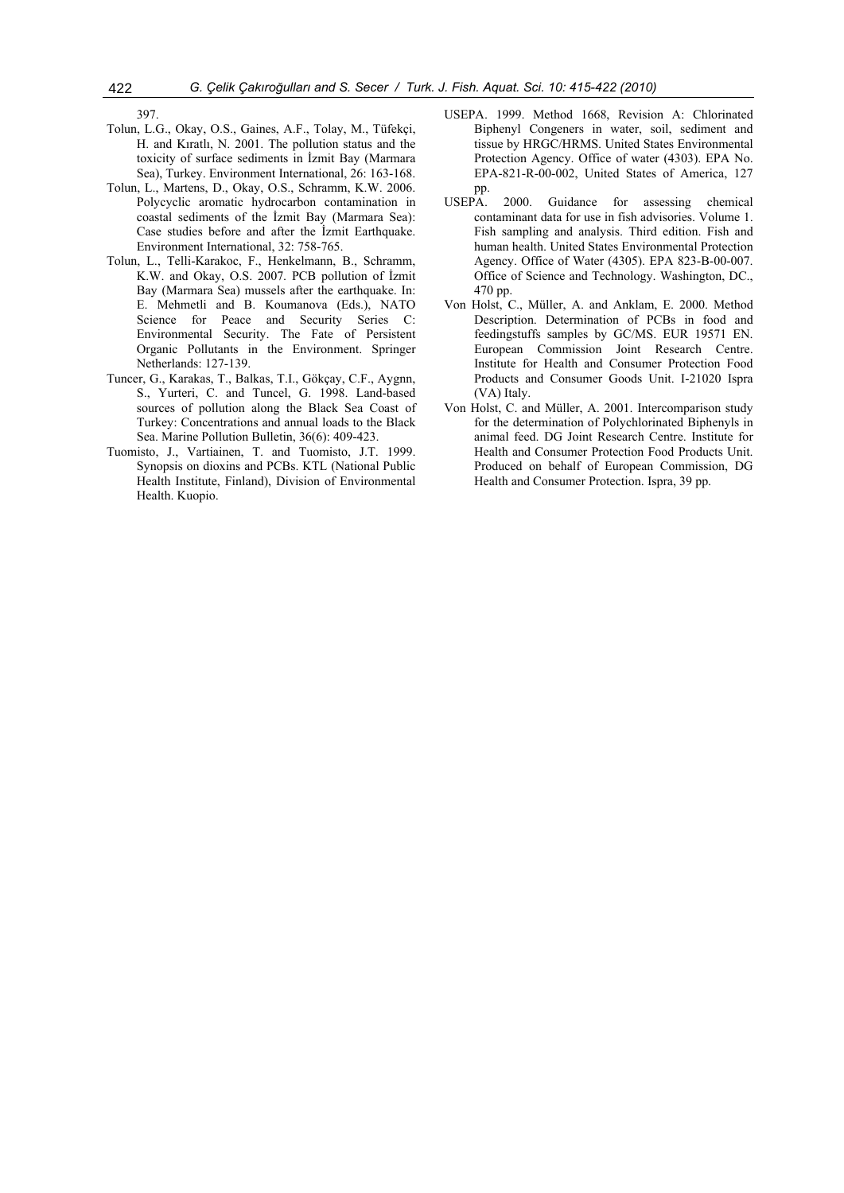397.

Tolun, L.G., Okay, O.S., Gaines, A.F., Tolay, M., Tüfekçi, H. and Kıratlı, N. 2001. The pollution status and the toxicity of surface sediments in İzmit Bay (Marmara Sea), Turkey. Environment International, 26: 163-168.

Tolun, L., Martens, D., Okay, O.S., Schramm, K.W. 2006. Polycyclic aromatic hydrocarbon contamination in coastal sediments of the İzmit Bay (Marmara Sea): Case studies before and after the İzmit Earthquake. Environment International, 32: 758-765.

Tolun, L., Telli-Karakoc, F., Henkelmann, B., Schramm, K.W. and Okay, O.S. 2007. PCB pollution of İzmit Bay (Marmara Sea) mussels after the earthquake. In: E. Mehmetli and B. Koumanova (Eds.), NATO Science for Peace and Security Series C: Environmental Security. The Fate of Persistent Organic Pollutants in the Environment. Springer Netherlands: 127-139.

Tuncer, G., Karakas, T., Balkas, T.I., Gökçay, C.F., Aygnn, S., Yurteri, C. and Tuncel, G. 1998. Land-based sources of pollution along the Black Sea Coast of Turkey: Concentrations and annual loads to the Black Sea. Marine Pollution Bulletin, 36(6): 409-423.

Tuomisto, J., Vartiainen, T. and Tuomisto, J.T. 1999. Synopsis on dioxins and PCBs. KTL (National Public Health Institute, Finland), Division of Environmental Health. Kuopio.

USEPA. 1999. Method 1668, Revision A: Chlorinated Biphenyl Congeners in water, soil, sediment and tissue by HRGC/HRMS. United States Environmental Protection Agency. Office of water (4303). EPA No. EPA-821-R-00-002, United States of America, 127 pp.

USEPA. 2000. Guidance for assessing chemical contaminant data for use in fish advisories. Volume 1. Fish sampling and analysis. Third edition. Fish and human health. United States Environmental Protection Agency. Office of Water (4305). EPA 823-B-00-007. Office of Science and Technology. Washington, DC., 470 pp.

Von Holst, C., Müller, A. and Anklam, E. 2000. Method Description. Determination of PCBs in food and feedingstuffs samples by GC/MS. EUR 19571 EN. European Commission Joint Research Centre. Institute for Health and Consumer Protection Food Products and Consumer Goods Unit. I-21020 Ispra (VA) Italy.

Von Holst, C. and Müller, A. 2001. Intercomparison study for the determination of Polychlorinated Biphenyls in animal feed. DG Joint Research Centre. Institute for Health and Consumer Protection Food Products Unit. Produced on behalf of European Commission, DG Health and Consumer Protection. Ispra, 39 pp.